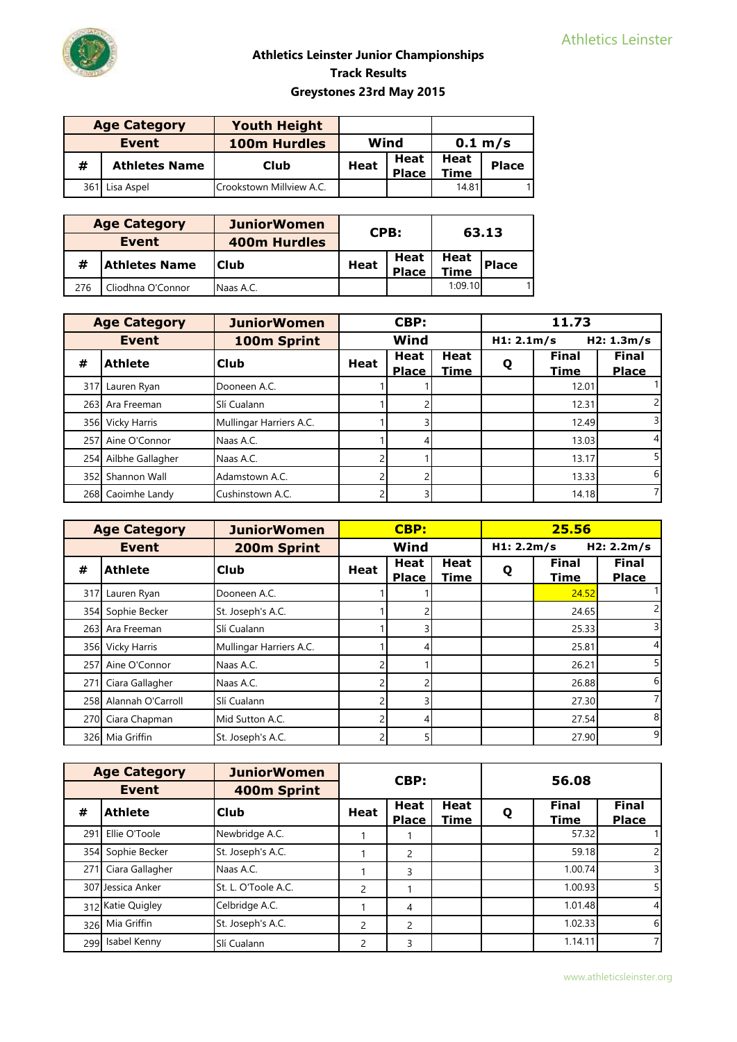Athletics Leinster

# Athletics Leinster Junior Championships
## Track Results
## Greystones 23rd May 2015

| Age Category | | Youth Height | | | | |
|---|---|---|---|---|---|---|
| Event | | 100m Hurdles | Wind | | 0.1 m/s | |
| # | Athletes Name | Club | Heat | Heat Place | Heat Time | Place |
| 361 | Lisa Aspel | Crookstown Millview A.C. | | | 14.81 | 1 |

| Age Category | | JuniorWomen | CPB: | | 63.13 | |
|---|---|---|---|---|---|---|
| Event | | 400m Hurdles | | | | |
| # | Athletes Name | Club | Heat | Heat Place | Heat Time | Place |
| 276 | Cliodhna O'Connor | Naas A.C. | | | 1:09.10 | 1 |

| Age Category | | JuniorWomen | CBP: | | | 11.73 | | |
|---|---|---|---|---|---|---|---|---|
| Event | | 100m Sprint | Wind | | | H1: 2.1m/s | | H2: 1.3m/s |
| # | Athlete | Club | Heat | Heat Place | Heat Time | Q | Final Time | Final Place |
| 317 | Lauren Ryan | Dooneen A.C. | 1 | 1 | | | 12.01 | 1 |
| 263 | Ara Freeman | Slí Cualann | 1 | 2 | | | 12.31 | 2 |
| 356 | Vicky Harris | Mullingar Harriers A.C. | 1 | 3 | | | 12.49 | 3 |
| 257 | Aine O'Connor | Naas A.C. | 1 | 4 | | | 13.03 | 4 |
| 254 | Ailbhe Gallagher | Naas A.C. | 2 | 1 | | | 13.17 | 5 |
| 352 | Shannon Wall | Adamstown A.C. | 2 | 2 | | | 13.33 | 6 |
| 268 | Caoimhe Landy | Cushinstown A.C. | 2 | 3 | | | 14.18 | 7 |

| Age Category | | JuniorWomen | CBP: | | | 25.56 | | |
|---|---|---|---|---|---|---|---|---|
| Event | | 200m Sprint | Wind | | | H1: 2.2m/s | | H2: 2.2m/s |
| # | Athlete | Club | Heat | Heat Place | Heat Time | Q | Final Time | Final Place |
| 317 | Lauren Ryan | Dooneen A.C. | 1 | 1 | | | 24.52 | 1 |
| 354 | Sophie Becker | St. Joseph's A.C. | 1 | 2 | | | 24.65 | 2 |
| 263 | Ara Freeman | Slí Cualann | 1 | 3 | | | 25.33 | 3 |
| 356 | Vicky Harris | Mullingar Harriers A.C. | 1 | 4 | | | 25.81 | 4 |
| 257 | Aine O'Connor | Naas A.C. | 2 | 1 | | | 26.21 | 5 |
| 271 | Ciara Gallagher | Naas A.C. | 2 | 2 | | | 26.88 | 6 |
| 258 | Alannah O'Carroll | Slí Cualann | 2 | 3 | | | 27.30 | 7 |
| 270 | Ciara Chapman | Mid Sutton A.C. | 2 | 4 | | | 27.54 | 8 |
| 326 | Mia Griffin | St. Joseph's A.C. | 2 | 5 | | | 27.90 | 9 |

| Age Category | | JuniorWomen | CBP: | | | 56.08 | | |
|---|---|---|---|---|---|---|---|---|
| Event | | 400m Sprint | | | | | | |
| # | Athlete | Club | Heat | Heat Place | Heat Time | Q | Final Time | Final Place |
| 291 | Ellie O'Toole | Newbridge A.C. | 1 | 1 | | | 57.32 | 1 |
| 354 | Sophie Becker | St. Joseph's A.C. | 1 | 2 | | | 59.18 | 2 |
| 271 | Ciara Gallagher | Naas A.C. | 1 | 3 | | | 1.00.74 | 3 |
| 307 | Jessica Anker | St. L. O'Toole A.C. | 2 | 1 | | | 1.00.93 | 5 |
| 312 | Katie Quigley | Celbridge A.C. | 1 | 4 | | | 1.01.48 | 4 |
| 326 | Mia Griffin | St. Joseph's A.C. | 2 | 2 | | | 1.02.33 | 6 |
| 299 | Isabel Kenny | Slí Cualann | 2 | 3 | | | 1.14.11 | 7 |

www.athleticsleinster.org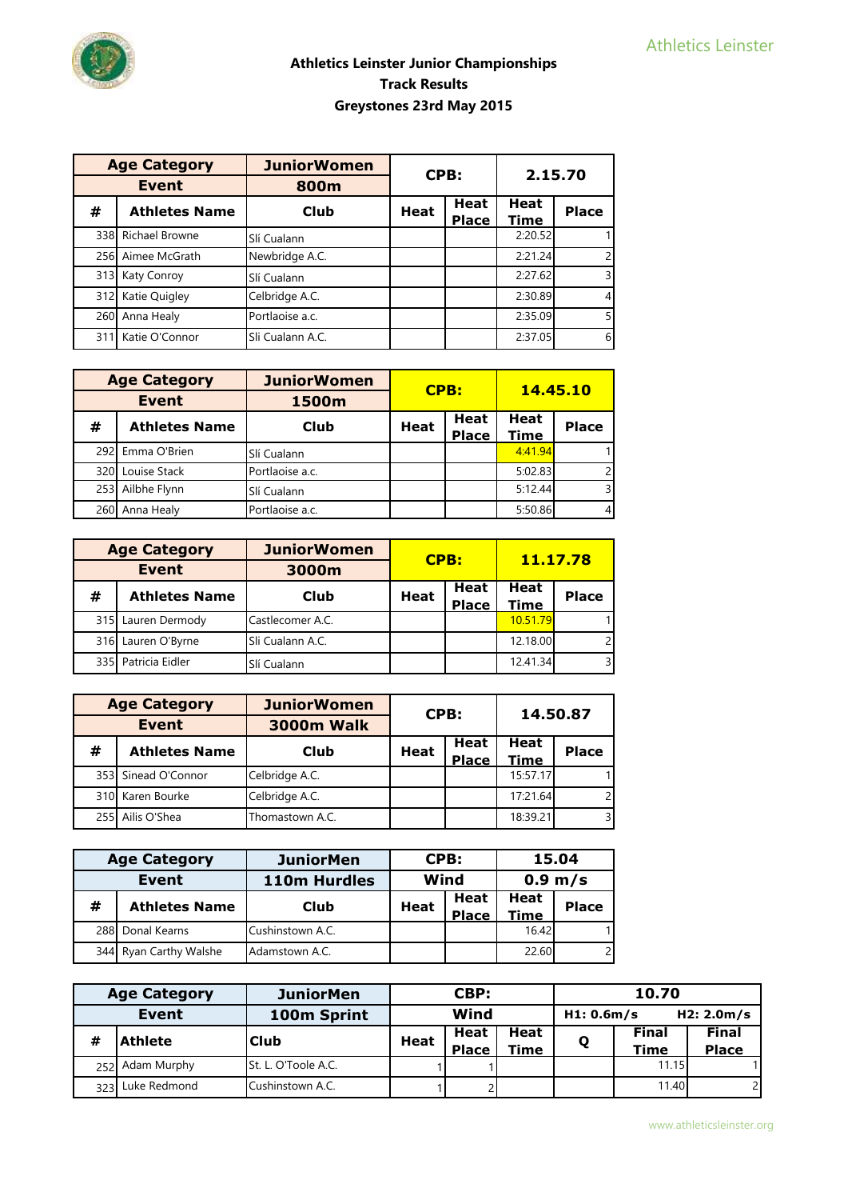# Athletics Leinster Junior Championships
## Track Results
## Greystones 23rd May 2015

| Age Category | JuniorWomen | CPB: | | 2.15.70 | |
|---|---|---|---|---|---|
| Event | 800m | | | | |
| # | Athletes Name | Club | Heat | Heat Place | Heat Time | Place |
| 338 | Richael Browne | Slí Cualann | | | 2:20.52 | 1 |
| 256 | Aimee McGrath | Newbridge A.C. | | | 2:21.24 | 2 |
| 313 | Katy Conroy | Slí Cualann | | | 2:27.62 | 3 |
| 312 | Katie Quigley | Celbridge A.C. | | | 2:30.89 | 4 |
| 260 | Anna Healy | Portlaoise a.c. | | | 2:35.09 | 5 |
| 311 | Katie O'Connor | Sli Cualann A.C. | | | 2:37.05 | 6 |

| Age Category | | JuniorWomen | CPB: | | 14.45.10 | |
|---|---|---|---|---|---|---|
| Event | | 1500m | | | | |
| # | Athletes Name | Club | Heat | Heat Place | Heat Time | Place |
| 292 | Emma O'Brien | Slí Cualann | | | 4:41.94 | 1 |
| 320 | Louise Stack | Portlaoise a.c. | | | 5:02.83 | 2 |
| 253 | Ailbhe Flynn | Slí Cualann | | | 5:12.44 | 3 |
| 260 | Anna Healy | Portlaoise a.c. | | | 5:50.86 | 4 |

| Age Category | | JuniorWomen | CPB: | | 11.17.78 | |
|---|---|---|---|---|---|---|
| Event | | 3000m | | | | |
| # | Athletes Name | Club | Heat | Heat Place | Heat Time | Place |
| 315 | Lauren Dermody | Castlecomer A.C. | | | 10.51.79 | 1 |
| 316 | Lauren O'Byrne | Sli Cualann A.C. | | | 12.18.00 | 2 |
| 335 | Patricia Eidler | Slí Cualann | | | 12.41.34 | 3 |

| Age Category | | JuniorWomen | CPB: | | 14.50.87 | |
|---|---|---|---|---|---|---|
| Event | | 3000m Walk | | | | |
| # | Athletes Name | Club | Heat | Heat Place | Heat Time | Place |
| 353 | Sinead O'Connor | Celbridge A.C. | | | 15:57.17 | 1 |
| 310 | Karen Bourke | Celbridge A.C. | | | 17:21.64 | 2 |
| 255 | Ailis O'Shea | Thomastown A.C. | | | 18:39.21 | 3 |

| Age Category | | JuniorMen | CPB: | | 15.04 | |
|---|---|---|---|---|---|---|
| Event | | 110m Hurdles | Wind | | 0.9 m/s | |
| # | Athletes Name | Club | Heat | Heat Place | Heat Time | Place |
| 288 | Donal Kearns | Cushinstown A.C. | | | 16.42 | 1 |
| 344 | Ryan Carthy Walshe | Adamstown A.C. | | | 22.60 | 2 |

| Age Category | | JuniorMen | CBP: | | | 10.70 | |
|---|---|---|---|---|---|---|---|
| Event | | 100m Sprint | Wind | | | H1: 0.6m/s | H2: 2.0m/s |
| # | Athlete | Club | Heat | Heat Place | Heat Time | Q | Final Time | Final Place |
| 252 | Adam Murphy | St. L. O'Toole A.C. | 1 | 1 | | | 11.15 | 1 |
| 323 | Luke Redmond | Cushinstown A.C. | 1 | 2 | | | 11.40 | 2 |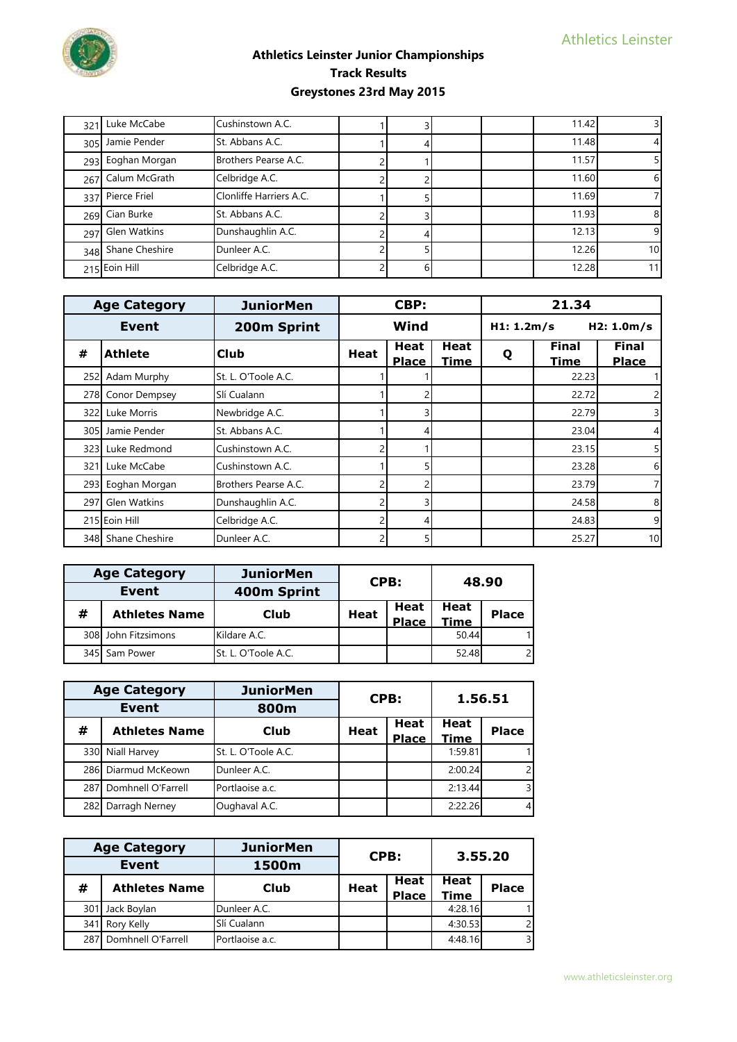# Athletics Leinster Junior Championships
## Track Results
## Greystones 23rd May 2015

| # | Athlete | Club | Heat | Heat Place | Heat Time | Q | Final Time | Final Place |
|---|---|---|---|---|---|---|---|---|
| 321 | Luke McCabe | Cushinstown A.C. | 1 | 3 | | | 11.42 | 3 |
| 305 | Jamie Pender | St. Abbans A.C. | 1 | 4 | | | 11.48 | 4 |
| 293 | Eoghan Morgan | Brothers Pearse A.C. | 2 | 1 | | | 11.57 | 5 |
| 267 | Calum McGrath | Celbridge A.C. | 2 | 2 | | | 11.60 | 6 |
| 337 | Pierce Friel | Clonliffe Harriers A.C. | 1 | 5 | | | 11.69 | 7 |
| 269 | Cian Burke | St. Abbans A.C. | 2 | 3 | | | 11.93 | 8 |
| 297 | Glen Watkins | Dunshaughlin A.C. | 2 | 4 | | | 12.13 | 9 |
| 348 | Shane Cheshire | Dunleer A.C. | 2 | 5 | | | 12.26 | 10 |
| 215 | Eoin Hill | Celbridge A.C. | 2 | 6 | | | 12.28 | 11 |

| Age Category | | JuniorMen | CBP: | | | 21.34 | | |
|---|---|---|---|---|---|---|---|---|
| Event | | 200m Sprint | Wind | | | H1: 1.2m/s | | H2: 1.0m/s |
| # | Athlete | Club | Heat | Heat Place | Heat Time | Q | Final Time | Final Place |
| 252 | Adam Murphy | St. L. O'Toole A.C. | 1 | 1 | | | 22.23 | 1 |
| 278 | Conor Dempsey | Slí Cualann | 1 | 2 | | | 22.72 | 2 |
| 322 | Luke Morris | Newbridge A.C. | 1 | 3 | | | 22.79 | 3 |
| 305 | Jamie Pender | St. Abbans A.C. | 1 | 4 | | | 23.04 | 4 |
| 323 | Luke Redmond | Cushinstown A.C. | 2 | 1 | | | 23.15 | 5 |
| 321 | Luke McCabe | Cushinstown A.C. | 1 | 5 | | | 23.28 | 6 |
| 293 | Eoghan Morgan | Brothers Pearse A.C. | 2 | 2 | | | 23.79 | 7 |
| 297 | Glen Watkins | Dunshaughlin A.C. | 2 | 3 | | | 24.58 | 8 |
| 215 | Eoin Hill | Celbridge A.C. | 2 | 4 | | | 24.83 | 9 |
| 348 | Shane Cheshire | Dunleer A.C. | 2 | 5 | | | 25.27 | 10 |

| Age Category | | JuniorMen | CPB: | | 48.90 | |
|---|---|---|---|---|---|---|
| Event | | 400m Sprint | | | | |
| # | Athletes Name | Club | Heat | Heat Place | Heat Time | Place |
| 308 | John Fitzsimons | Kildare A.C. | | | 50.44 | 1 |
| 345 | Sam Power | St. L. O'Toole A.C. | | | 52.48 | 2 |

| Age Category | | JuniorMen | CPB: | | 1.56.51 | |
|---|---|---|---|---|---|---|
| Event | | 800m | | | | |
| # | Athletes Name | Club | Heat | Heat Place | Heat Time | Place |
| 330 | Niall Harvey | St. L. O'Toole A.C. | | | 1:59.81 | 1 |
| 286 | Diarmud McKeown | Dunleer A.C. | | | 2:00.24 | 2 |
| 287 | Domhnell O'Farrell | Portlaoise a.c. | | | 2:13.44 | 3 |
| 282 | Darragh Nerney | Oughaval A.C. | | | 2:22.26 | 4 |

| Age Category | | JuniorMen | CPB: | | 3.55.20 | |
|---|---|---|---|---|---|---|
| Event | | 1500m | | | | |
| # | Athletes Name | Club | Heat | Heat Place | Heat Time | Place |
| 301 | Jack Boylan | Dunleer A.C. | | | 4:28.16 | 1 |
| 341 | Rory Kelly | Slí Cualann | | | 4:30.53 | 2 |
| 287 | Domhnell O'Farrell | Portlaoise a.c. | | | 4:48.16 | 3 |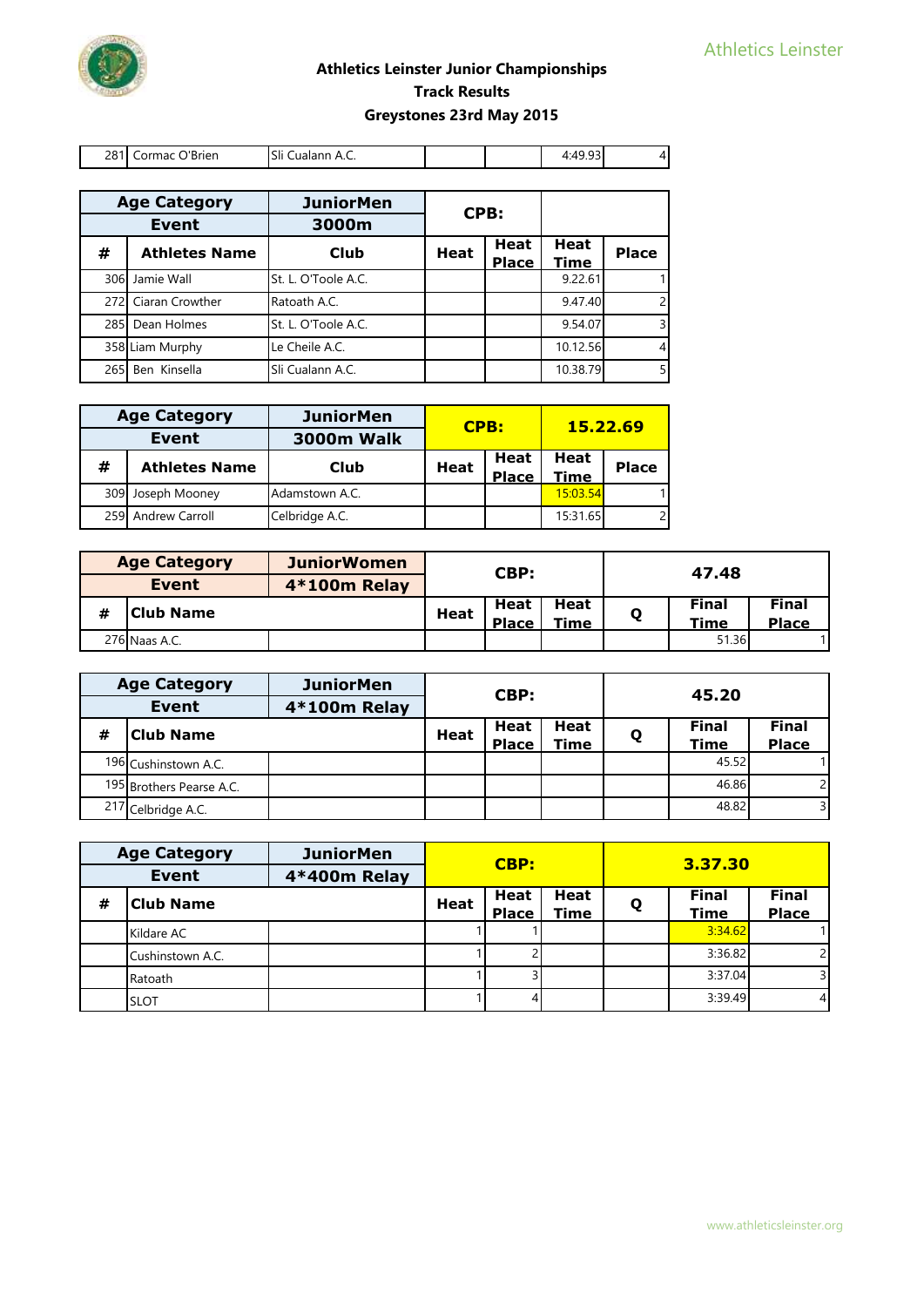# Athletics Leinster Junior Championships
## Track Results
## Greystones 23rd May 2015

| | | | | | | |
|---|---|---|---|---|---|---|
| 281 | Cormac O'Brien | Sli Cualann A.C. | | | 4:49.93 | 4 |

| Age Category | JuniorMen | CPB: | | | |
|---|---|---|---|---|---|
| Event | 3000m | | | | |
| # | Athletes Name | Club | Heat | Heat Place | Heat Time | Place |
| 306 | Jamie Wall | St. L. O'Toole A.C. | | | 9.22.61 | 1 |
| 272 | Ciaran Crowther | Ratoath A.C. | | | 9.47.40 | 2 |
| 285 | Dean Holmes | St. L. O'Toole A.C. | | | 9.54.07 | 3 |
| 358 | Liam Murphy | Le Cheile A.C. | | | 10.12.56 | 4 |
| 265 | Ben Kinsella | Sli Cualann A.C. | | | 10.38.79 | 5 |

| Age Category | JuniorMen | CPB: | | 15.22.69 | | |
|---|---|---|---|---|---|---|
| Event | 3000m Walk | | | | | |
| # | Athletes Name | Club | Heat | Heat Place | Heat Time | Place |
| 309 | Joseph Mooney | Adamstown A.C. | | | 15:03.54 | 1 |
| 259 | Andrew Carroll | Celbridge A.C. | | | 15:31.65 | 2 |

| Age Category | JuniorWomen | CBP: | | | 47.48 | | |
|---|---|---|---|---|---|---|---|
| Event | 4*100m Relay | | | | | | |
| # | Club Name | Heat | Heat Place | Heat Time | Q | Final Time | Final Place |
| 276 | Naas A.C. | | | | | 51.36 | 1 |

| Age Category | JuniorMen | CBP: | | | 45.20 | | |
|---|---|---|---|---|---|---|---|
| Event | 4*100m Relay | | | | | | |
| # | Club Name | Heat | Heat Place | Heat Time | Q | Final Time | Final Place |
| 196 | Cushinstown A.C. | | | | | 45.52 | 1 |
| 195 | Brothers Pearse A.C. | | | | | 46.86 | 2 |
| 217 | Celbridge A.C. | | | | | 48.82 | 3 |

| Age Category | JuniorMen | CBP: | | | 3.37.30 | | |
|---|---|---|---|---|---|---|---|
| Event | 4*400m Relay | | | | | | |
| # | Club Name | Heat | Heat Place | Heat Time | Q | Final Time | Final Place |
| | Kildare AC | 1 | 1 | | | 3:34.62 | 1 |
| | Cushinstown A.C. | 1 | 2 | | | 3:36.82 | 2 |
| | Ratoath | 1 | 3 | | | 3:37.04 | 3 |
| | SLOT | 1 | 4 | | | 3:39.49 | 4 |